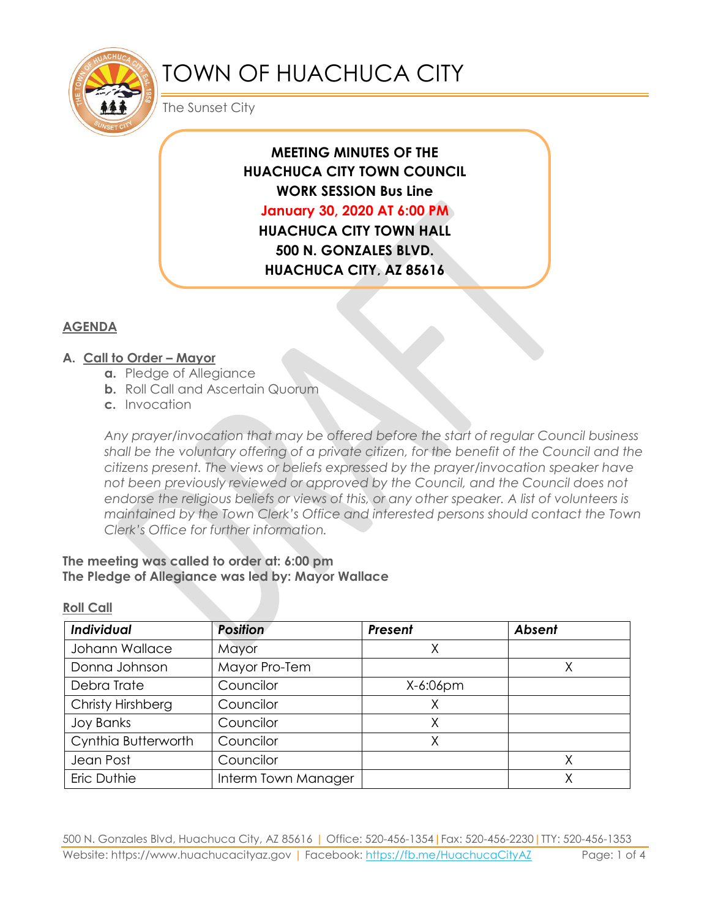# TOWN OF HUACHUCA CITY

The Sunset City

**MEETING MINUTES OF THE**
**HUACHUCA CITY TOWN COUNCIL**
**WORK SESSION Bus Line**
**January 30, 2020 AT 6:00 PM**
**HUACHUCA CITY TOWN HALL**
**500 N. GONZALES BLVD.**
**HUACHUCA CITY, AZ 85616**

## AGENDA

### A. Call to Order – Mayor

- **a.** Pledge of Allegiance
- **b.** Roll Call and Ascertain Quorum
- **c.** Invocation

*Any prayer/invocation that may be offered before the start of regular Council business shall be the voluntary offering of a private citizen, for the benefit of the Council and the citizens present. The views or beliefs expressed by the prayer/invocation speaker have not been previously reviewed or approved by the Council, and the Council does not endorse the religious beliefs or views of this, or any other speaker. A list of volunteers is maintained by the Town Clerk's Office and interested persons should contact the Town Clerk's Office for further information.*

**The meeting was called to order at: 6:00 pm**
**The Pledge of Allegiance was led by: Mayor Wallace**

**Roll Call**

| Individual | Position | Present | Absent |
|---|---|---|---|
| Johann Wallace | Mayor | X | |
| Donna Johnson | Mayor Pro-Tem | | X |
| Debra Trate | Councilor | X-6:06pm | |
| Christy Hirshberg | Councilor | X | |
| Joy Banks | Councilor | X | |
| Cynthia Butterworth | Councilor | X | |
| Jean Post | Councilor | | X |
| Eric Duthie | Interm Town Manager | | X |

500 N. Gonzales Blvd, Huachuca City, AZ 85616 | Office: 520-456-1354 | Fax: 520-456-2230 | TTY: 520-456-1353
Website: https://www.huachucacityaz.gov | Facebook: https://fb.me/HuachucaCityAZ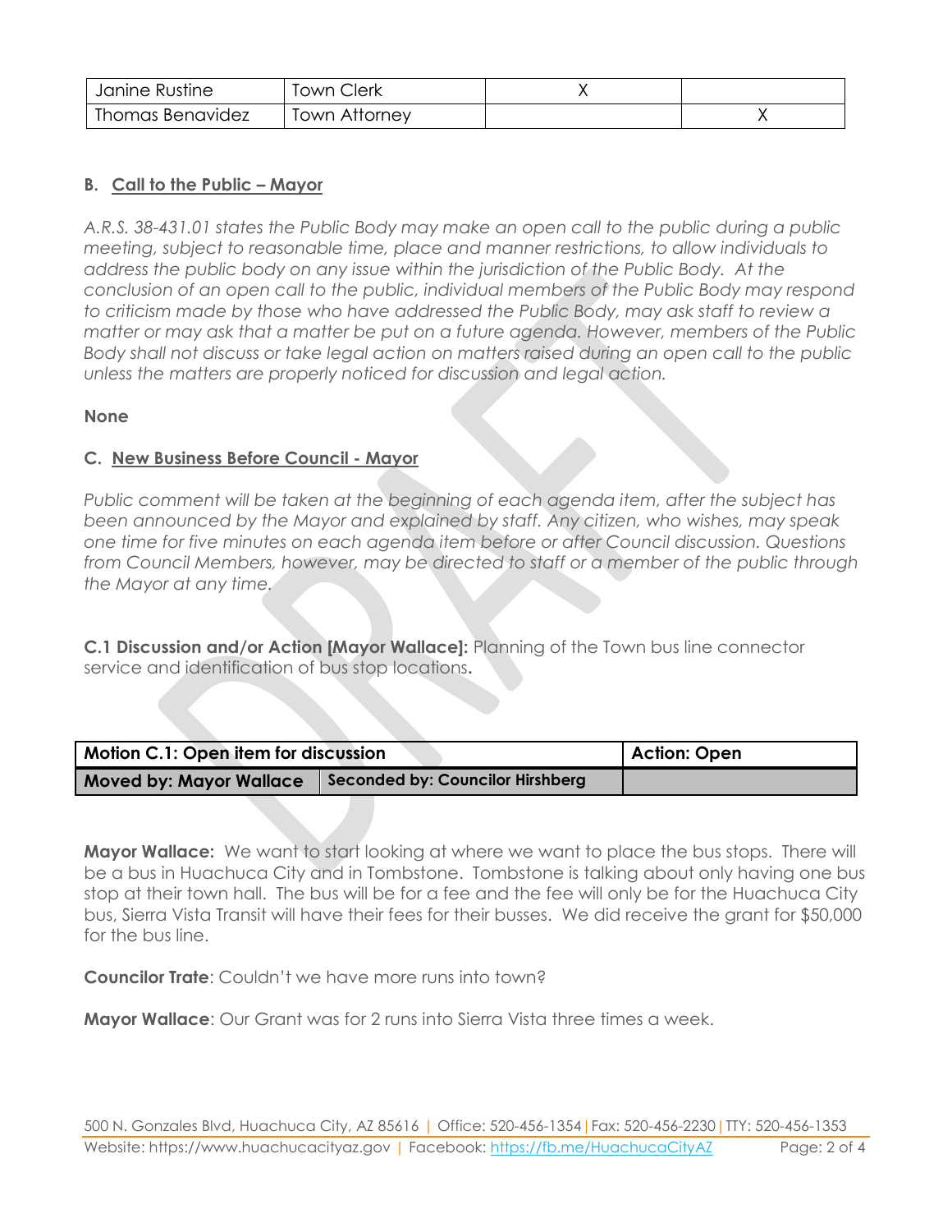| Janine Rustine | Town Clerk | X | |
|---|---|---|---|
| Thomas Benavidez | Town Attorney | | X |

**B. Call to the Public – Mayor**

*A.R.S. 38-431.01 states the Public Body may make an open call to the public during a public meeting, subject to reasonable time, place and manner restrictions, to allow individuals to address the public body on any issue within the jurisdiction of the Public Body. At the conclusion of an open call to the public, individual members of the Public Body may respond to criticism made by those who have addressed the Public Body, may ask staff to review a matter or may ask that a matter be put on a future agenda. However, members of the Public Body shall not discuss or take legal action on matters raised during an open call to the public unless the matters are properly noticed for discussion and legal action.*

**None**

**C. New Business Before Council - Mayor**

*Public comment will be taken at the beginning of each agenda item, after the subject has been announced by the Mayor and explained by staff. Any citizen, who wishes, may speak one time for five minutes on each agenda item before or after Council discussion. Questions from Council Members, however, may be directed to staff or a member of the public through the Mayor at any time.*

**C.1 Discussion and/or Action [Mayor Wallace]:** Planning of the Town bus line connector service and identification of bus stop locations**.**

| Motion C.1: Open item for discussion | | Action: Open |
|---|---|---|
| Moved by: Mayor Wallace | Seconded by: Councilor Hirshberg | |

**Mayor Wallace:** We want to start looking at where we want to place the bus stops. There will be a bus in Huachuca City and in Tombstone. Tombstone is talking about only having one bus stop at their town hall. The bus will be for a fee and the fee will only be for the Huachuca City bus, Sierra Vista Transit will have their fees for their busses. We did receive the grant for $50,000 for the bus line.

**Councilor Trate**: Couldn't we have more runs into town?

**Mayor Wallace**: Our Grant was for 2 runs into Sierra Vista three times a week.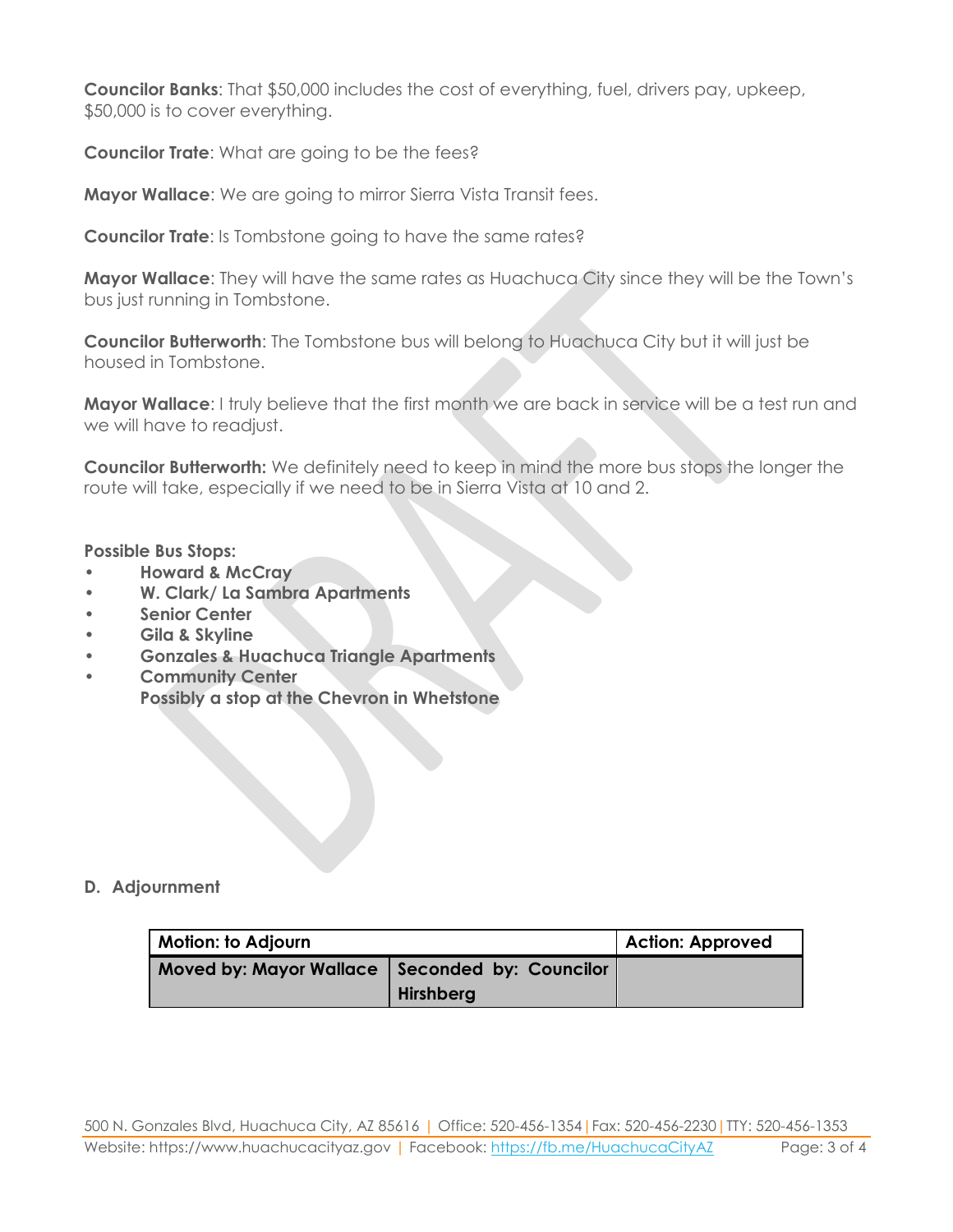**Councilor Banks**: That $50,000 includes the cost of everything, fuel, drivers pay, upkeep, $50,000 is to cover everything.

**Councilor Trate**: What are going to be the fees?

**Mayor Wallace**: We are going to mirror Sierra Vista Transit fees.

**Councilor Trate**: Is Tombstone going to have the same rates?

**Mayor Wallace**: They will have the same rates as Huachuca City since they will be the Town's bus just running in Tombstone.

**Councilor Butterworth**: The Tombstone bus will belong to Huachuca City but it will just be housed in Tombstone.

**Mayor Wallace**: I truly believe that the first month we are back in service will be a test run and we will have to readjust.

**Councilor Butterworth:** We definitely need to keep in mind the more bus stops the longer the route will take, especially if we need to be in Sierra Vista at 10 and 2.

**Possible Bus Stops:**

- **Howard & McCray**
- **W. Clark/ La Sambra Apartments**
- **Senior Center**
- **Gila & Skyline**
- **Gonzales & Huachuca Triangle Apartments**
- **Community Center**
  **Possibly a stop at the Chevron in Whetstone**

## D. Adjournment

| Motion: to Adjourn | | Action: Approved |
|---|---|---|
| Moved by: Mayor Wallace | Seconded by: Councilor Hirshberg | |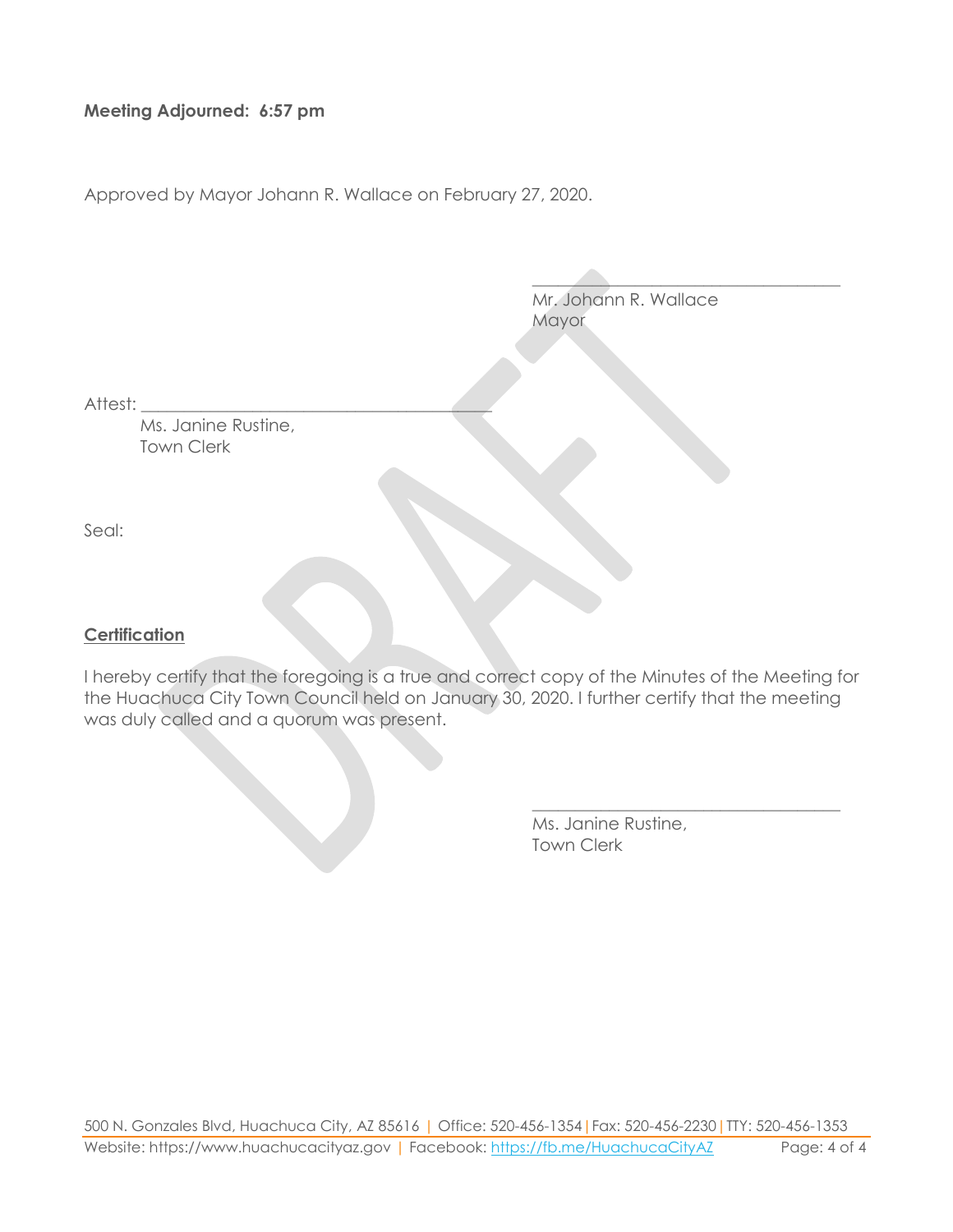**Meeting Adjourned: 6:57 pm**

Approved by Mayor Johann R. Wallace on February 27, 2020.

___________________________________
Mr. Johann R. Wallace
Mayor

Attest: ________________________________________
Ms. Janine Rustine,
Town Clerk

Seal:

**Certification**

I hereby certify that the foregoing is a true and correct copy of the Minutes of the Meeting for the Huachuca City Town Council held on January 30, 2020. I further certify that the meeting was duly called and a quorum was present.

___________________________________
Ms. Janine Rustine,
Town Clerk

DRAFT